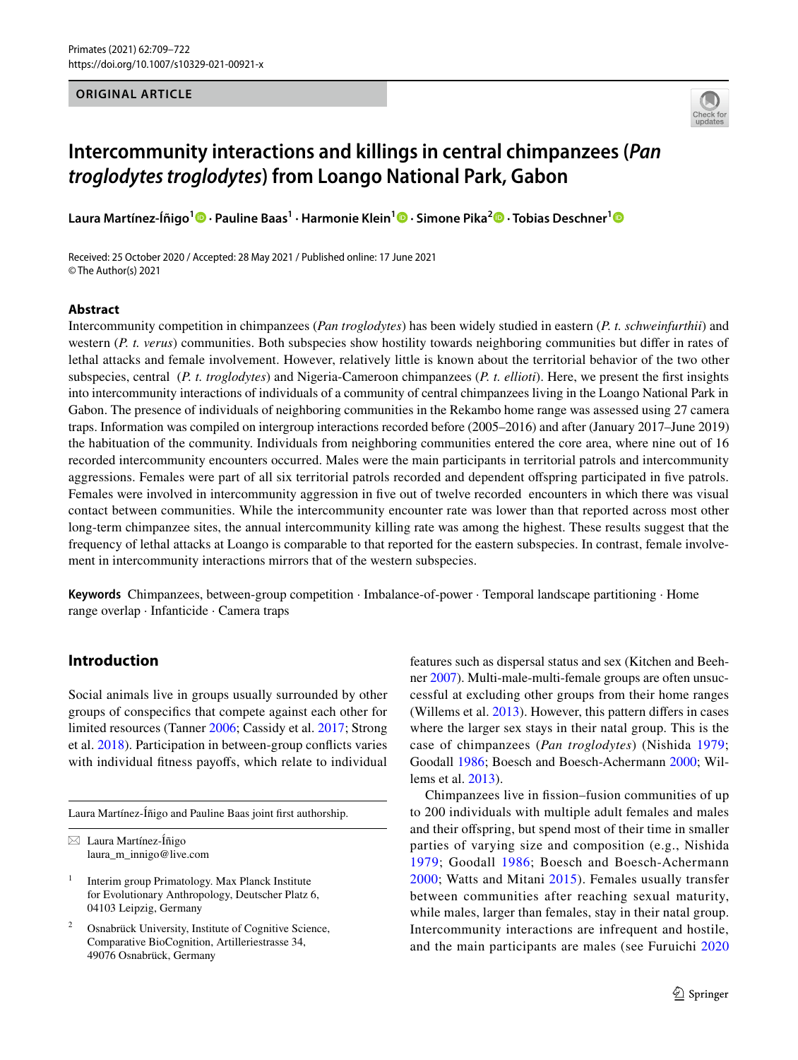ORIGINAL ARTICLE

# Intercommunity interactions and killings in central chimpanzees (*Pan troglodytes troglodytes*) from Loango National Park, Gabon

**Laura Martínez‑Íñigo[1] · Pauline Baas[1] · Harmonie Klein[1] · Simone Pika[2] · Tobias Deschner[1]**

Received: 25 October 2020 / Accepted: 28 May 2021 / Published online: 17 June 2021
© The Author(s) 2021

## Abstract

Intercommunity competition in chimpanzees (*Pan troglodytes*) has been widely studied in eastern (*P. t. schweinfurthii*) and western (*P. t. verus*) communities. Both subspecies show hostility towards neighboring communities but differ in rates of lethal attacks and female involvement. However, relatively little is known about the territorial behavior of the two other subspecies, central (*P. t. troglodytes*) and Nigeria-Cameroon chimpanzees (*P. t. ellioti*). Here, we present the first insights into intercommunity interactions of individuals of a community of central chimpanzees living in the Loango National Park in Gabon. The presence of individuals of neighboring communities in the Rekambo home range was assessed using 27 camera traps. Information was compiled on intergroup interactions recorded before (2005–2016) and after (January 2017–June 2019) the habituation of the community. Individuals from neighboring communities entered the core area, where nine out of 16 recorded intercommunity encounters occurred. Males were the main participants in territorial patrols and intercommunity aggressions. Females were part of all six territorial patrols recorded and dependent offspring participated in five patrols. Females were involved in intercommunity aggression in five out of twelve recorded encounters in which there was visual contact between communities. While the intercommunity encounter rate was lower than that reported across most other long-term chimpanzee sites, the annual intercommunity killing rate was among the highest. These results suggest that the frequency of lethal attacks at Loango is comparable to that reported for the eastern subspecies. In contrast, female involvement in intercommunity interactions mirrors that of the western subspecies.

**Keywords** Chimpanzees, between-group competition · Imbalance-of-power · Temporal landscape partitioning · Home range overlap · Infanticide · Camera traps

## Introduction

Social animals live in groups usually surrounded by other groups of conspecifics that compete against each other for limited resources (Tanner 2006; Cassidy et al. 2017; Strong et al. 2018). Participation in between-group conflicts varies with individual fitness payoffs, which relate to individual features such as dispersal status and sex (Kitchen and Beehner 2007). Multi-male-multi-female groups are often unsuccessful at excluding other groups from their home ranges (Willems et al. 2013). However, this pattern differs in cases where the larger sex stays in their natal group. This is the case of chimpanzees (*Pan troglodytes*) (Nishida 1979; Goodall 1986; Boesch and Boesch-Achermann 2000; Willems et al. 2013).

Chimpanzees live in fission–fusion communities of up to 200 individuals with multiple adult females and males and their offspring, but spend most of their time in smaller parties of varying size and composition (e.g., Nishida 1979; Goodall 1986; Boesch and Boesch-Achermann 2000; Watts and Mitani 2015). Females usually transfer between communities after reaching sexual maturity, while males, larger than females, stay in their natal group. Intercommunity interactions are infrequent and hostile, and the main participants are males (see Furuichi 2020

---

Laura Martínez-Íñigo and Pauline Baas joint first authorship.

✉ Laura Martínez-Íñigo
laura_m_innigo@live.com

[1] Interim group Primatology. Max Planck Institute for Evolutionary Anthropology, Deutscher Platz 6, 04103 Leipzig, Germany

[2] Osnabrück University, Institute of Cognitive Science, Comparative BioCognition, Artilleriestrasse 34, 49076 Osnabrück, Germany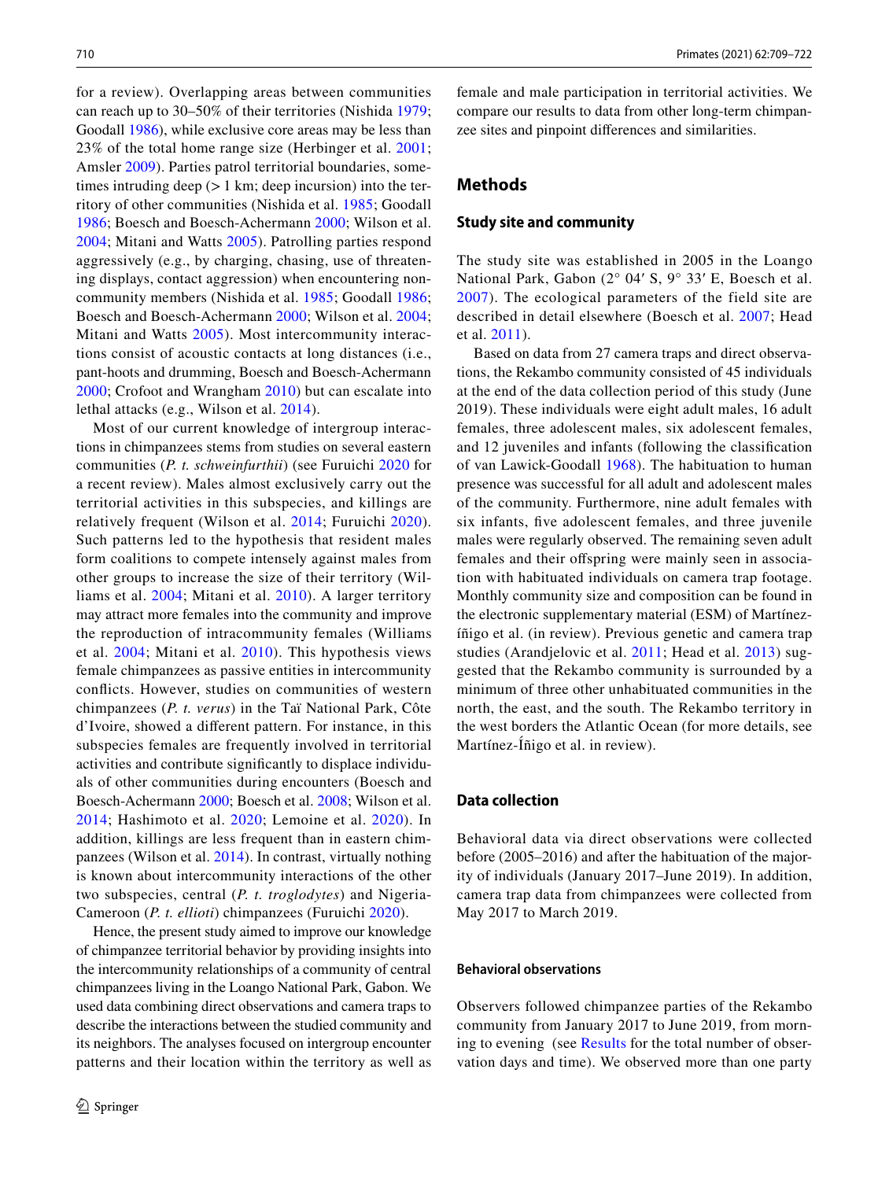for a review). Overlapping areas between communities can reach up to 30–50% of their territories (Nishida 1979; Goodall 1986), while exclusive core areas may be less than 23% of the total home range size (Herbinger et al. 2001; Amsler 2009). Parties patrol territorial boundaries, sometimes intruding deep (> 1 km; deep incursion) into the territory of other communities (Nishida et al. 1985; Goodall 1986; Boesch and Boesch-Achermann 2000; Wilson et al. 2004; Mitani and Watts 2005). Patrolling parties respond aggressively (e.g., by charging, chasing, use of threatening displays, contact aggression) when encountering non-community members (Nishida et al. 1985; Goodall 1986; Boesch and Boesch-Achermann 2000; Wilson et al. 2004; Mitani and Watts 2005). Most intercommunity interactions consist of acoustic contacts at long distances (i.e., pant-hoots and drumming, Boesch and Boesch-Achermann 2000; Crofoot and Wrangham 2010) but can escalate into lethal attacks (e.g., Wilson et al. 2014).

Most of our current knowledge of intergroup interactions in chimpanzees comes from studies on several eastern communities (*P. t. schweinfurthii*) (see Furuichi 2020 for a recent review). Males almost exclusively carry out the territorial activities in this subspecies, and killings are relatively frequent (Wilson et al. 2014; Furuichi 2020). Such patterns led to the hypothesis that resident males form coalitions to compete intensely against males from other groups to increase the size of their territory (Williams et al. 2004; Mitani et al. 2010). A larger territory may attract more females into the community and improve the reproduction of intracommunity females (Williams et al. 2004; Mitani et al. 2010). This hypothesis views female chimpanzees as passive entities in intercommunity conflicts. However, studies on communities of western chimpanzees (*P. t. verus*) in the Taï National Park, Côte d'Ivoire, showed a different pattern. For instance, in this subspecies females are frequently involved in territorial activities and contribute significantly to displace individuals of other communities during encounters (Boesch and Boesch-Achermann 2000; Boesch et al. 2008; Wilson et al. 2014; Hashimoto et al. 2020; Lemoine et al. 2020). In addition, killings are less frequent than in eastern chimpanzees (Wilson et al. 2014). In contrast, virtually nothing is known about intercommunity interactions of the other two subspecies, central (*P. t. troglodytes*) and Nigeria-Cameroon (*P. t. ellioti*) chimpanzees (Furuichi 2020).

Hence, the present study aimed to improve our knowledge of chimpanzee territorial behavior by providing insights into the intercommunity relationships of a community of central chimpanzees living in the Loango National Park, Gabon. We used data combining direct observations and camera traps to describe the interactions between the studied community and its neighbors. The analyses focused on intergroup encounter patterns and their location within the territory as well as female and male participation in territorial activities. We compare our results to data from other long-term chimpanzee sites and pinpoint differences and similarities.

## Methods

### Study site and community

The study site was established in 2005 in the Loango National Park, Gabon (2° 04′ S, 9° 33′ E, Boesch et al. 2007). The ecological parameters of the field site are described in detail elsewhere (Boesch et al. 2007; Head et al. 2011).

Based on data from 27 camera traps and direct observations, the Rekambo community consisted of 45 individuals at the end of the data collection period of this study (June 2019). These individuals were eight adult males, 16 adult females, three adolescent males, six adolescent females, and 12 juveniles and infants (following the classification of van Lawick-Goodall 1968). The habituation to human presence was successful for all adult and adolescent males of the community. Furthermore, nine adult females with six infants, five adolescent females, and three juvenile males were regularly observed. The remaining seven adult females and their offspring were mainly seen in association with habituated individuals on camera trap footage. Monthly community size and composition can be found in the electronic supplementary material (ESM) of Martínez-Íñigo et al. (in review). Previous genetic and camera trap studies (Arandjelovic et al. 2011; Head et al. 2013) suggested that the Rekambo community is surrounded by a minimum of three other unhabituated communities in the north, the east, and the south. The Rekambo territory in the west borders the Atlantic Ocean (for more details, see Martínez-Íñigo et al. in review).

### Data collection

Behavioral data via direct observations were collected before (2005–2016) and after the habituation of the majority of individuals (January 2017–June 2019). In addition, camera trap data from chimpanzees were collected from May 2017 to March 2019.

#### Behavioral observations

Observers followed chimpanzee parties of the Rekambo community from January 2017 to June 2019, from morning to evening (see Results for the total number of observation days and time). We observed more than one party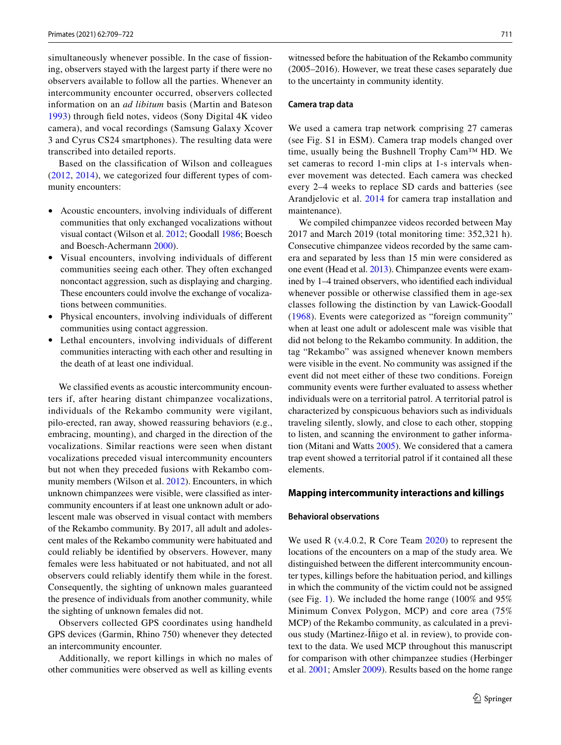simultaneously whenever possible. In the case of fissioning, observers stayed with the largest party if there were no observers available to follow all the parties. Whenever an intercommunity encounter occurred, observers collected information on an *ad libitum* basis (Martin and Bateson 1993) through field notes, videos (Sony Digital 4K video camera), and vocal recordings (Samsung Galaxy Xcover 3 and Cyrus CS24 smartphones). The resulting data were transcribed into detailed reports.

Based on the classification of Wilson and colleagues (2012, 2014), we categorized four different types of community encounters:

- Acoustic encounters, involving individuals of different communities that only exchanged vocalizations without visual contact (Wilson et al. 2012; Goodall 1986; Boesch and Boesch-Achermann 2000).
- Visual encounters, involving individuals of different communities seeing each other. They often exchanged noncontact aggression, such as displaying and charging. These encounters could involve the exchange of vocalizations between communities.
- Physical encounters, involving individuals of different communities using contact aggression.
- Lethal encounters, involving individuals of different communities interacting with each other and resulting in the death of at least one individual.

We classified events as acoustic intercommunity encounters if, after hearing distant chimpanzee vocalizations, individuals of the Rekambo community were vigilant, pilo-erected, ran away, showed reassuring behaviors (e.g., embracing, mounting), and charged in the direction of the vocalizations. Similar reactions were seen when distant vocalizations preceded visual intercommunity encounters but not when they preceded fusions with Rekambo community members (Wilson et al. 2012). Encounters, in which unknown chimpanzees were visible, were classified as intercommunity encounters if at least one unknown adult or adolescent male was observed in visual contact with members of the Rekambo community. By 2017, all adult and adolescent males of the Rekambo community were habituated and could reliably be identified by observers. However, many females were less habituated or not habituated, and not all observers could reliably identify them while in the forest. Consequently, the sighting of unknown males guaranteed the presence of individuals from another community, while the sighting of unknown females did not.

Observers collected GPS coordinates using handheld GPS devices (Garmin, Rhino 750) whenever they detected an intercommunity encounter.

Additionally, we report killings in which no males of other communities were observed as well as killing events witnessed before the habituation of the Rekambo community (2005–2016). However, we treat these cases separately due to the uncertainty in community identity.

### Camera trap data

We used a camera trap network comprising 27 cameras (see Fig. S1 in ESM). Camera trap models changed over time, usually being the Bushnell Trophy Cam™ HD. We set cameras to record 1-min clips at 1-s intervals whenever movement was detected. Each camera was checked every 2–4 weeks to replace SD cards and batteries (see Arandjelovic et al. 2014 for camera trap installation and maintenance).

We compiled chimpanzee videos recorded between May 2017 and March 2019 (total monitoring time: 352,321 h). Consecutive chimpanzee videos recorded by the same camera and separated by less than 15 min were considered as one event (Head et al. 2013). Chimpanzee events were examined by 1–4 trained observers, who identified each individual whenever possible or otherwise classified them in age-sex classes following the distinction by van Lawick-Goodall (1968). Events were categorized as "foreign community" when at least one adult or adolescent male was visible that did not belong to the Rekambo community. In addition, the tag "Rekambo" was assigned whenever known members were visible in the event. No community was assigned if the event did not meet either of these two conditions. Foreign community events were further evaluated to assess whether individuals were on a territorial patrol. A territorial patrol is characterized by conspicuous behaviors such as individuals traveling silently, slowly, and close to each other, stopping to listen, and scanning the environment to gather information (Mitani and Watts 2005). We considered that a camera trap event showed a territorial patrol if it contained all these elements.

## Mapping intercommunity interactions and killings

### Behavioral observations

We used R (v.4.0.2, R Core Team 2020) to represent the locations of the encounters on a map of the study area. We distinguished between the different intercommunity encounter types, killings before the habituation period, and killings in which the community of the victim could not be assigned (see Fig. 1). We included the home range (100% and 95% Minimum Convex Polygon, MCP) and core area (75% MCP) of the Rekambo community, as calculated in a previous study (Martinez-Íñigo et al. in review), to provide context to the data. We used MCP throughout this manuscript for comparison with other chimpanzee studies (Herbinger et al. 2001; Amsler 2009). Results based on the home range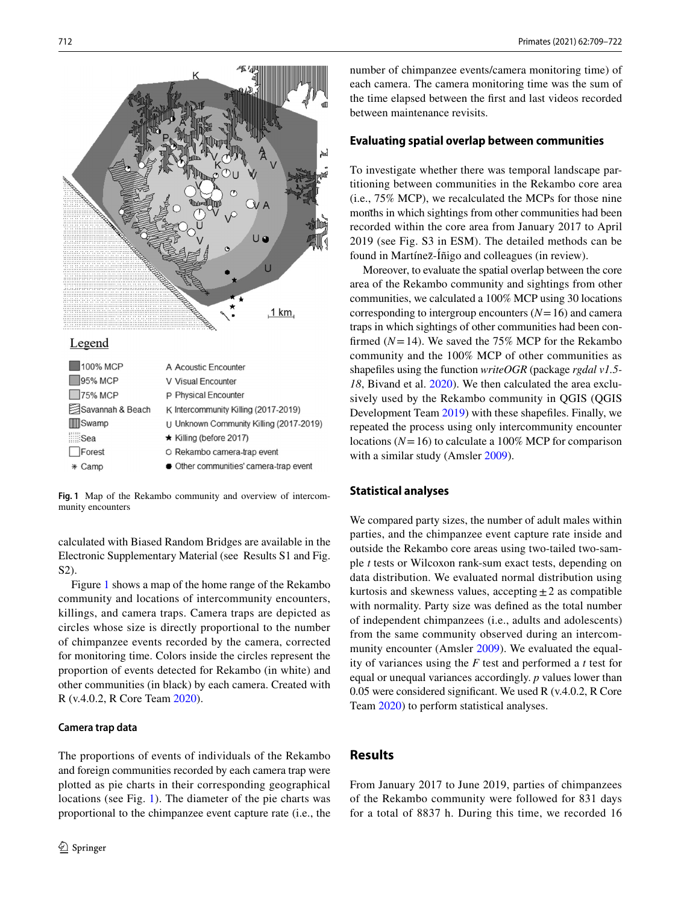Fig. 1 Map of the Rekambo community and overview of intercommunity encounters

calculated with Biased Random Bridges are available in the Electronic Supplementary Material (see Results S1 and Fig. S2).

Figure 1 shows a map of the home range of the Rekambo community and locations of intercommunity encounters, killings, and camera traps. Camera traps are depicted as circles whose size is directly proportional to the number of chimpanzee events recorded by the camera, corrected for monitoring time. Colors inside the circles represent the proportion of events detected for Rekambo (in white) and other communities (in black) by each camera. Created with R (v.4.0.2, R Core Team 2020).

#### Camera trap data

The proportions of events of individuals of the Rekambo and foreign communities recorded by each camera trap were plotted as pie charts in their corresponding geographical locations (see Fig. 1). The diameter of the pie charts was proportional to the chimpanzee event capture rate (i.e., the number of chimpanzee events/camera monitoring time) of each camera. The camera monitoring time was the sum of the time elapsed between the first and last videos recorded between maintenance revisits.

### Evaluating spatial overlap between communities

To investigate whether there was temporal landscape partitioning between communities in the Rekambo core area (i.e., 75% MCP), we recalculated the MCPs for those nine months in which sightings from other communities had been recorded within the core area from January 2017 to April 2019 (see Fig. S3 in ESM). The detailed methods can be found in Martínez-Íñigo and colleagues (in review).

Moreover, to evaluate the spatial overlap between the core area of the Rekambo community and sightings from other communities, we calculated a 100% MCP using 30 locations corresponding to intergroup encounters ($N=16$) and camera traps in which sightings of other communities had been confirmed ($N=14$). We saved the 75% MCP for the Rekambo community and the 100% MCP of other communities as shapefiles using the function *writeOGR* (package *rgdal v1.5-18*, Bivand et al. 2020). We then calculated the area exclusively used by the Rekambo community in QGIS (QGIS Development Team 2019) with these shapefiles. Finally, we repeated the process using only intercommunity encounter locations ($N=16$) to calculate a 100% MCP for comparison with a similar study (Amsler 2009).

### Statistical analyses

We compared party sizes, the number of adult males within parties, and the chimpanzee event capture rate inside and outside the Rekambo core areas using two-tailed two-sample *t* tests or Wilcoxon rank-sum exact tests, depending on data distribution. We evaluated normal distribution using kurtosis and skewness values, accepting ±2 as compatible with normality. Party size was defined as the total number of independent chimpanzees (i.e., adults and adolescents) from the same community observed during an intercommunity encounter (Amsler 2009). We evaluated the equality of variances using the *F* test and performed a *t* test for equal or unequal variances accordingly. *p* values lower than 0.05 were considered significant. We used R (v.4.0.2, R Core Team 2020) to perform statistical analyses.

## Results

From January 2017 to June 2019, parties of chimpanzees of the Rekambo community were followed for 831 days for a total of 8837 h. During this time, we recorded 16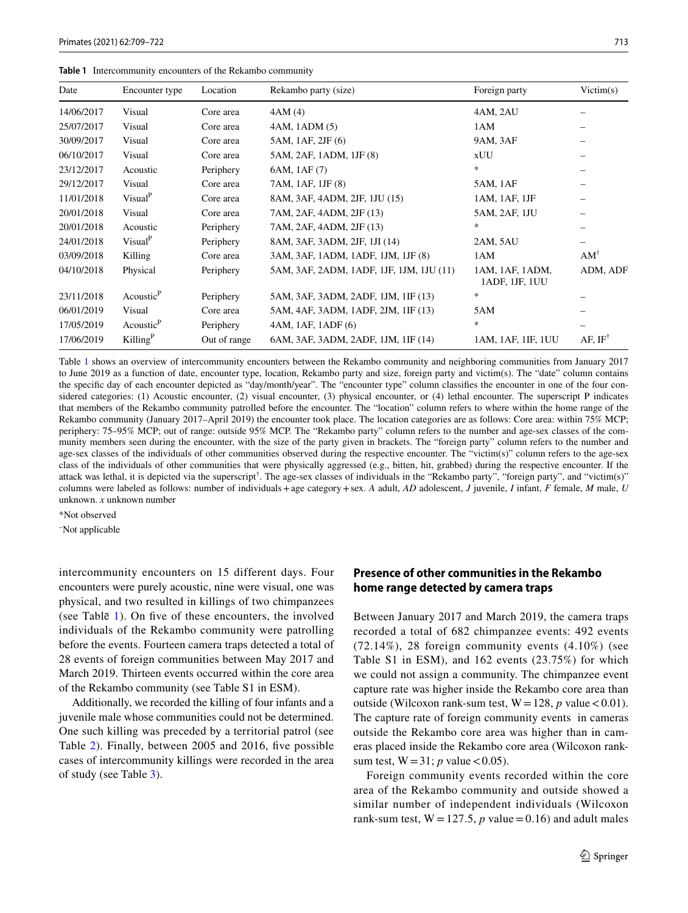**Table 1** Intercommunity encounters of the Rekambo community

| Date | Encounter type | Location | Rekambo party (size) | Foreign party | Victim(s) |
|---|---|---|---|---|---|
| 14/06/2017 | Visual | Core area | 4AM (4) | 4AM, 2AU | – |
| 25/07/2017 | Visual | Core area | 4AM, 1ADM (5) | 1AM | – |
| 30/09/2017 | Visual | Core area | 5AM, 1AF, 2JF (6) | 9AM, 3AF | – |
| 06/10/2017 | Visual | Core area | 5AM, 2AF, 1ADM, 1JF (8) | xUU | – |
| 23/12/2017 | Acoustic | Periphery | 6AM, 1AF (7) | * | – |
| 29/12/2017 | Visual | Core area | 7AM, 1AF, 1JF (8) | 5AM, 1AF | – |
| 11/01/2018 | Visual$^{P}$ | Core area | 8AM, 3AF, 4ADM, 2JF, 1JU (15) | 1AM, 1AF, 1JF | – |
| 20/01/2018 | Visual | Core area | 7AM, 2AF, 4ADM, 2JF (13) | 5AM, 2AF, 1JU | – |
| 20/01/2018 | Acoustic | Periphery | 7AM, 2AF, 4ADM, 2JF (13) | * | – |
| 24/01/2018 | Visual$^{P}$ | Periphery | 8AM, 3AF, 3ADM, 2JF, 1JI (14) | 2AM, 5AU | – |
| 03/09/2018 | Killing | Core area | 3AM, 3AF, 1ADM, 1ADF, 1JM, 1JF (8) | 1AM | AM$^{\dagger}$ |
| 04/10/2018 | Physical | Periphery | 5AM, 3AF, 2ADM, 1ADF, 1JF, 1JM, 1JU (11) | 1AM, 1AF, 1ADM, 1ADF, 1JF, 1UU | ADM, ADF |
| 23/11/2018 | Acoustic$^{P}$ | Periphery | 5AM, 3AF, 3ADM, 2ADF, 1JM, 1IF (13) | * | – |
| 06/01/2019 | Visual | Core area | 5AM, 4AF, 3ADM, 1ADF, 2JM, 1IF (13) | 5AM | – |
| 17/05/2019 | Acoustic$^{P}$ | Periphery | 4AM, 1AF, 1ADF (6) | * | – |
| 17/06/2019 | Killing$^{P}$ | Out of range | 6AM, 3AF, 3ADM, 2ADF, 1JM, 1IF (14) | 1AM, 1AF, 1IF, 1UU | AF, IF$^{\dagger}$ |

Table 1 shows an overview of intercommunity encounters between the Rekambo community and neighboring communities from January 2017 to June 2019 as a function of date, encounter type, location, Rekambo party and size, foreign party and victim(s). The "date" column contains the specific day of each encounter depicted as "day/month/year". The "encounter type" column classifies the encounter in one of the four considered categories: (1) Acoustic encounter, (2) visual encounter, (3) physical encounter, or (4) lethal encounter. The superscript P indicates that members of the Rekambo community patrolled before the encounter. The "location" column refers to where within the home range of the Rekambo community (January 2017–April 2019) the encounter took place. The location categories are as follows: Core area: within 75% MCP; periphery: 75–95% MCP; out of range: outside 95% MCP. The "Rekambo party" column refers to the number and age-sex classes of the community members seen during the encounter, with the size of the party given in brackets. The "foreign party" column refers to the number and age-sex classes of the individuals of other communities observed during the respective encounter. The "victim(s)" column refers to the age-sex class of the individuals of other communities that were physically aggressed (e.g., bitten, hit, grabbed) during the respective encounter. If the attack was lethal, it is depicted via the superscript$^{\dagger}$. The age-sex classes of individuals in the "Rekambo party", "foreign party", and "victim(s)" columns were labeled as follows: number of individuals + age category + sex. *A* adult, *AD* adolescent, *J* juvenile, *I* infant, *F* female, *M* male, *U* unknown. *x* unknown number

*Not observed

–Not applicable

intercommunity encounters on 15 different days. Four encounters were purely acoustic, nine were visual, one was physical, and two resulted in killings of two chimpanzees (see Table 1). On five of these encounters, the involved individuals of the Rekambo community were patrolling before the events. Fourteen camera traps detected a total of 28 events of foreign communities between May 2017 and March 2019. Thirteen events occurred within the core area of the Rekambo community (see Table S1 in ESM).

Additionally, we recorded the killing of four infants and a juvenile male whose communities could not be determined. One such killing was preceded by a territorial patrol (see Table 2). Finally, between 2005 and 2016, five possible cases of intercommunity killings were recorded in the area of study (see Table 3).

## Presence of other communities in the Rekambo home range detected by camera traps

Between January 2017 and March 2019, the camera traps recorded a total of 682 chimpanzee events: 492 events (72.14%), 28 foreign community events (4.10%) (see Table S1 in ESM), and 162 events (23.75%) for which we could not assign a community. The chimpanzee event capture rate was higher inside the Rekambo core area than outside (Wilcoxon rank-sum test, $W = 128$, *p* value $< 0.01$). The capture rate of foreign community events in cameras outside the Rekambo core area was higher than in cameras placed inside the Rekambo core area (Wilcoxon rank-sum test, $W = 31$; *p* value $< 0.05$).

Foreign community events recorded within the core area of the Rekambo community and outside showed a similar number of independent individuals (Wilcoxon rank-sum test, $W = 127.5$, *p* value $= 0.16$) and adult males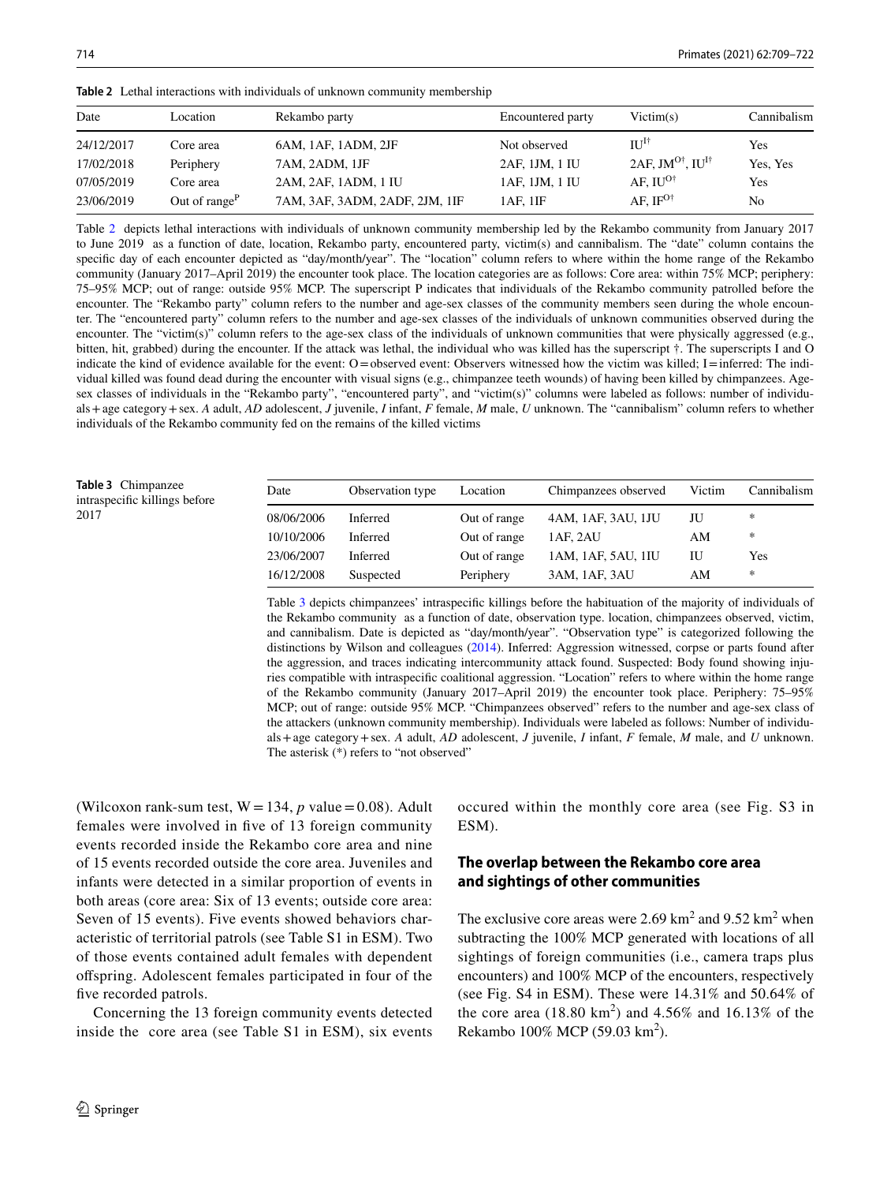**Table 2** Lethal interactions with individuals of unknown community membership

| Date | Location | Rekambo party | Encountered party | Victim(s) | Cannibalism |
|---|---|---|---|---|---|
| 24/12/2017 | Core area | 6AM, 1AF, 1ADM, 2JF | Not observed | IU[I†] | Yes |
| 17/02/2018 | Periphery | 7AM, 2ADM, 1JF | 2AF, 1JM, 1 IU | 2AF, JM[O†], IU[I†] | Yes, Yes |
| 07/05/2019 | Core area | 2AM, 2AF, 1ADM, 1 IU | 1AF, 1JM, 1 IU | AF, IU[O†] | Yes |
| 23/06/2019 | Out of range[P] | 7AM, 3AF, 3ADM, 2ADF, 2JM, 1IF | 1AF, 1IF | AF, IF[O†] | No |

Table 2 depicts lethal interactions with individuals of unknown community membership led by the Rekambo community from January 2017 to June 2019 as a function of date, location, Rekambo party, encountered party, victim(s) and cannibalism. The "date" column contains the specific day of each encounter depicted as "day/month/year". The "location" column refers to where within the home range of the Rekambo community (January 2017–April 2019) the encounter took place. The location categories are as follows: Core area: within 75% MCP; periphery: 75–95% MCP; out of range: outside 95% MCP. The superscript P indicates that individuals of the Rekambo community patrolled before the encounter. The "Rekambo party" column refers to the number and age-sex classes of the community members seen during the whole encounter. The "encountered party" column refers to the number and age-sex classes of the individuals of unknown communities observed during the encounter. The "victim(s)" column refers to the age-sex class of the individuals of unknown communities that were physically aggressed (e.g., bitten, hit, grabbed) during the encounter. If the attack was lethal, the individual who was killed has the superscript †. The superscripts I and O indicate the kind of evidence available for the event: O = observed event: Observers witnessed how the victim was killed; I = inferred: The individual killed was found dead during the encounter with visual signs (e.g., chimpanzee teeth wounds) of having been killed by chimpanzees. Age-sex classes of individuals in the "Rekambo party", "encountered party", and "victim(s)" columns were labeled as follows: number of individuals + age category + sex. *A* adult, *AD* adolescent, *J* juvenile, *I* infant, *F* female, *M* male, *U* unknown. The "cannibalism" column refers to whether individuals of the Rekambo community fed on the remains of the killed victims

**Table 3** Chimpanzee intraspecific killings before 2017

| Date | Observation type | Location | Chimpanzees observed | Victim | Cannibalism |
|---|---|---|---|---|---|
| 08/06/2006 | Inferred | Out of range | 4AM, 1AF, 3AU, 1JU | JU | * |
| 10/10/2006 | Inferred | Out of range | 1AF, 2AU | AM | * |
| 23/06/2007 | Inferred | Out of range | 1AM, 1AF, 5AU, 1IU | IU | Yes |
| 16/12/2008 | Suspected | Periphery | 3AM, 1AF, 3AU | AM | * |

Table 3 depicts chimpanzees' intraspecific killings before the habituation of the majority of individuals of the Rekambo community as a function of date, observation type. location, chimpanzees observed, victim, and cannibalism. Date is depicted as "day/month/year". "Observation type" is categorized following the distinctions by Wilson and colleagues (2014). Inferred: Aggression witnessed, corpse or parts found after the aggression, and traces indicating intercommunity attack found. Suspected: Body found showing injuries compatible with intraspecific coalitional aggression. "Location" refers to where within the home range of the Rekambo community (January 2017–April 2019) the encounter took place. Periphery: 75–95% MCP; out of range: outside 95% MCP. "Chimpanzees observed" refers to the number and age-sex class of the attackers (unknown community membership). Individuals were labeled as follows: Number of individuals + age category + sex. *A* adult, *AD* adolescent, *J* juvenile, *I* infant, *F* female, *M* male, and *U* unknown. The asterisk (*) refers to "not observed"

(Wilcoxon rank-sum test, $W = 134$, *p* value $= 0.08$). Adult females were involved in five of 13 foreign community events recorded inside the Rekambo core area and nine of 15 events recorded outside the core area. Juveniles and infants were detected in a similar proportion of events in both areas (core area: Six of 13 events; outside core area: Seven of 15 events). Five events showed behaviors characteristic of territorial patrols (see Table S1 in ESM). Two of those events contained adult females with dependent offspring. Adolescent females participated in four of the five recorded patrols.

Concerning the 13 foreign community events detected inside the core area (see Table S1 in ESM), six events occured within the monthly core area (see Fig. S3 in ESM).

### The overlap between the Rekambo core area and sightings of other communities

The exclusive core areas were 2.69 $km^2$ and 9.52 $km^2$ when subtracting the 100% MCP generated with locations of all sightings of foreign communities (i.e., camera traps plus encounters) and 100% MCP of the encounters, respectively (see Fig. S4 in ESM). These were 14.31% and 50.64% of the core area (18.80 $km^2$) and 4.56% and 16.13% of the Rekambo 100% MCP (59.03 $km^2$).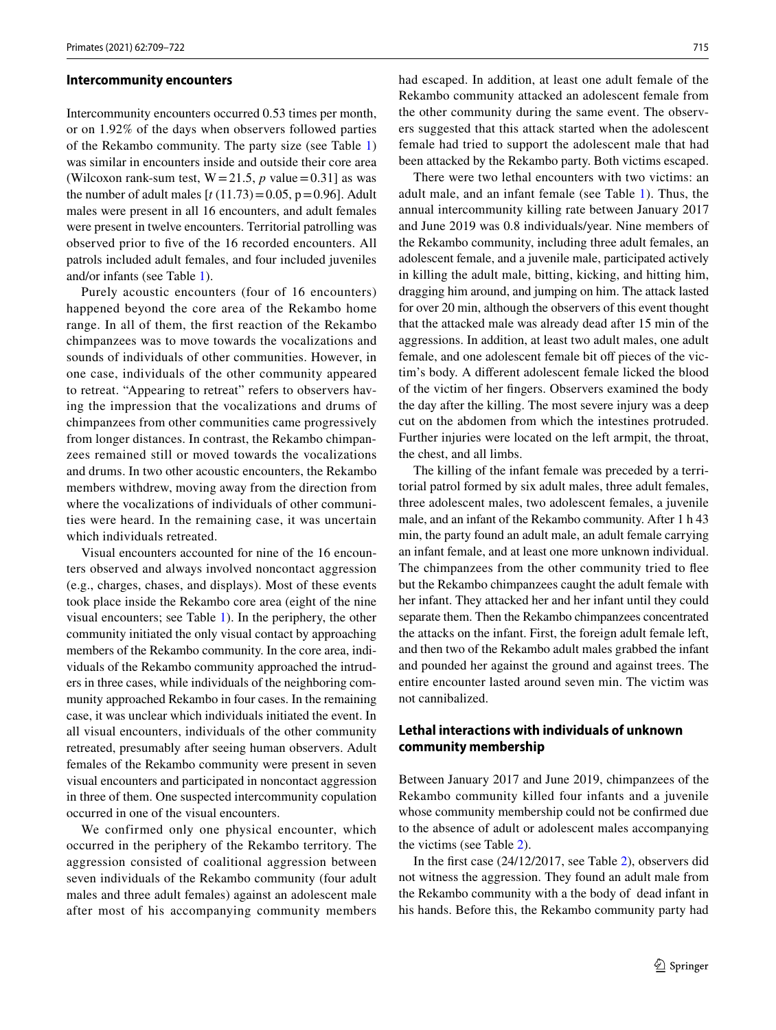### Intercommunity encounters

Intercommunity encounters occurred 0.53 times per month, or on 1.92% of the days when observers followed parties of the Rekambo community. The party size (see Table 1) was similar in encounters inside and outside their core area (Wilcoxon rank-sum test, $W = 21.5$, $p$ value $= 0.31$] as was the number of adult males [$t$ $(11.73) = 0.05$, $p = 0.96$]. Adult males were present in all 16 encounters, and adult females were present in twelve encounters. Territorial patrolling was observed prior to five of the 16 recorded encounters. All patrols included adult females, and four included juveniles and/or infants (see Table 1).

Purely acoustic encounters (four of 16 encounters) happened beyond the core area of the Rekambo home range. In all of them, the first reaction of the Rekambo chimpanzees was to move towards the vocalizations and sounds of individuals of other communities. However, in one case, individuals of the other community appeared to retreat. "Appearing to retreat" refers to observers having the impression that the vocalizations and drums of chimpanzees from other communities came progressively from longer distances. In contrast, the Rekambo chimpanzees remained still or moved towards the vocalizations and drums. In two other acoustic encounters, the Rekambo members withdrew, moving away from the direction from where the vocalizations of individuals of other communities were heard. In the remaining case, it was uncertain which individuals retreated.

Visual encounters accounted for nine of the 16 encounters observed and always involved noncontact aggression (e.g., charges, chases, and displays). Most of these events took place inside the Rekambo core area (eight of the nine visual encounters; see Table 1). In the periphery, the other community initiated the only visual contact by approaching members of the Rekambo community. In the core area, individuals of the Rekambo community approached the intruders in three cases, while individuals of the neighboring community approached Rekambo in four cases. In the remaining case, it was unclear which individuals initiated the event. In all visual encounters, individuals of the other community retreated, presumably after seeing human observers. Adult females of the Rekambo community were present in seven visual encounters and participated in noncontact aggression in three of them. One suspected intercommunity copulation occurred in one of the visual encounters.

We confirmed only one physical encounter, which occurred in the periphery of the Rekambo territory. The aggression consisted of coalitional aggression between seven individuals of the Rekambo community (four adult males and three adult females) against an adolescent male after most of his accompanying community members had escaped. In addition, at least one adult female of the Rekambo community attacked an adolescent female from the other community during the same event. The observers suggested that this attack started when the adolescent female had tried to support the adolescent male that had been attacked by the Rekambo party. Both victims escaped.

There were two lethal encounters with two victims: an adult male, and an infant female (see Table 1). Thus, the annual intercommunity killing rate between January 2017 and June 2019 was 0.8 individuals/year. Nine members of the Rekambo community, including three adult females, an adolescent female, and a juvenile male, participated actively in killing the adult male, biting, kicking, and hitting him, dragging him around, and jumping on him. The attack lasted for over 20 min, although the observers of this event thought that the attacked male was already dead after 15 min of the aggressions. In addition, at least two adult males, one adult female, and one adolescent female bit off pieces of the victim's body. A different adolescent female licked the blood of the victim of her fingers. Observers examined the body the day after the killing. The most severe injury was a deep cut on the abdomen from which the intestines protruded. Further injuries were located on the left armpit, the throat, the chest, and all limbs.

The killing of the infant female was preceded by a territorial patrol formed by six adult males, three adult females, three adolescent males, two adolescent females, a juvenile male, and an infant of the Rekambo community. After 1 h 43 min, the party found an adult male, an adult female carrying an infant female, and at least one more unknown individual. The chimpanzees from the other community tried to flee but the Rekambo chimpanzees caught the adult female with her infant. They attacked her and her infant until they could separate them. Then the Rekambo chimpanzees concentrated the attacks on the infant. First, the foreign adult female left, and then two of the Rekambo adult males grabbed the infant and pounded her against the ground and against trees. The entire encounter lasted around seven min. The victim was not cannibalized.

### Lethal interactions with individuals of unknown community membership

Between January 2017 and June 2019, chimpanzees of the Rekambo community killed four infants and a juvenile whose community membership could not be confirmed due to the absence of adult or adolescent males accompanying the victims (see Table 2).

In the first case (24/12/2017, see Table 2), observers did not witness the aggression. They found an adult male from the Rekambo community with a the body of dead infant in his hands. Before this, the Rekambo community party had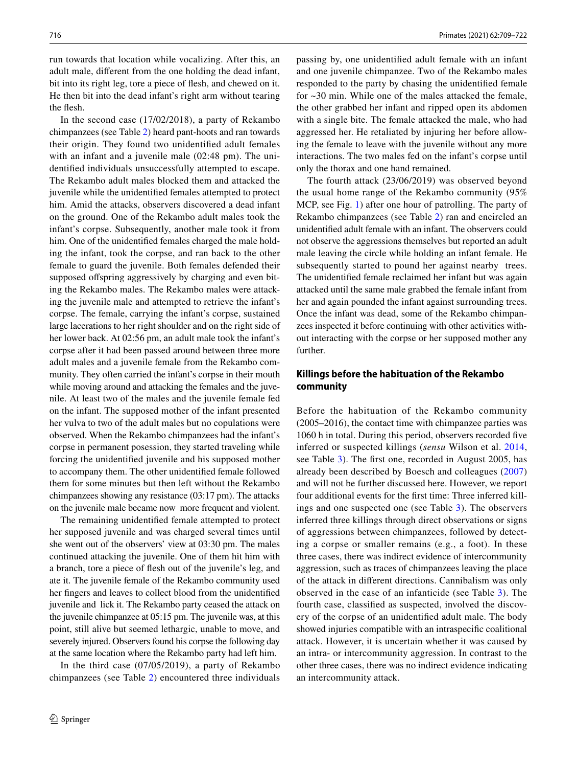run towards that location while vocalizing. After this, an adult male, different from the one holding the dead infant, bit into its right leg, tore a piece of flesh, and chewed on it. He then bit into the dead infant's right arm without tearing the flesh.

In the second case (17/02/2018), a party of Rekambo chimpanzees (see Table 2) heard pant-hoots and ran towards their origin. They found two unidentified adult females with an infant and a juvenile male (02:48 pm). The unidentified individuals unsuccessfully attempted to escape. The Rekambo adult males blocked them and attacked the juvenile while the unidentified females attempted to protect him. Amid the attacks, observers discovered a dead infant on the ground. One of the Rekambo adult males took the infant's corpse. Subsequently, another male took it from him. One of the unidentified females charged the male holding the infant, took the corpse, and ran back to the other female to guard the juvenile. Both females defended their supposed offspring aggressively by charging and even biting the Rekambo males. The Rekambo males were attacking the juvenile male and attempted to retrieve the infant's corpse. The female, carrying the infant's corpse, sustained large lacerations to her right shoulder and on the right side of her lower back. At 02:56 pm, an adult male took the infant's corpse after it had been passed around between three more adult males and a juvenile female from the Rekambo community. They often carried the infant's corpse in their mouth while moving around and attacking the females and the juvenile. At least two of the males and the juvenile female fed on the infant. The supposed mother of the infant presented her vulva to two of the adult males but no copulations were observed. When the Rekambo chimpanzees had the infant's corpse in permanent posession, they started traveling while forcing the unidentified juvenile and his supposed mother to accompany them. The other unidentified female followed them for some minutes but then left without the Rekambo chimpanzees showing any resistance (03:17 pm). The attacks on the juvenile male became now more frequent and violent.

The remaining unidentified female attempted to protect her supposed juvenile and was charged several times until she went out of the observers' view at 03:30 pm. The males continued attacking the juvenile. One of them hit him with a branch, tore a piece of flesh out of the juvenile's leg, and ate it. The juvenile female of the Rekambo community used her fingers and leaves to collect blood from the unidentified juvenile and lick it. The Rekambo party ceased the attack on the juvenile chimpanzee at 05:15 pm. The juvenile was, at this point, still alive but seemed lethargic, unable to move, and severely injured. Observers found his corpse the following day at the same location where the Rekambo party had left him.

In the third case (07/05/2019), a party of Rekambo chimpanzees (see Table 2) encountered three individuals passing by, one unidentified adult female with an infant and one juvenile chimpanzee. Two of the Rekambo males responded to the party by chasing the unidentified female for ~30 min. While one of the males attacked the female, the other grabbed her infant and ripped open its abdomen with a single bite. The female attacked the male, who had aggressed her. He retaliated by injuring her before allowing the female to leave with the juvenile without any more interactions. The two males fed on the infant's corpse until only the thorax and one hand remained.

The fourth attack (23/06/2019) was observed beyond the usual home range of the Rekambo community (95% MCP, see Fig. 1) after one hour of patrolling. The party of Rekambo chimpanzees (see Table 2) ran and encircled an unidentified adult female with an infant. The observers could not observe the aggressions themselves but reported an adult male leaving the circle while holding an infant female. He subsequently started to pound her against nearby trees. The unidentified female reclaimed her infant but was again attacked until the same male grabbed the female infant from her and again pounded the infant against surrounding trees. Once the infant was dead, some of the Rekambo chimpanzees inspected it before continuing with other activities without interacting with the corpse or her supposed mother any further.

## Killings before the habituation of the Rekambo community

Before the habituation of the Rekambo community (2005–2016), the contact time with chimpanzee parties was 1060 h in total. During this period, observers recorded five inferred or suspected killings (*sensu* Wilson et al. 2014, see Table 3). The first one, recorded in August 2005, has already been described by Boesch and colleagues (2007) and will not be further discussed here. However, we report four additional events for the first time: Three inferred killings and one suspected one (see Table 3). The observers inferred three killings through direct observations or signs of aggressions between chimpanzees, followed by detecting a corpse or smaller remains (e.g., a foot). In these three cases, there was indirect evidence of intercommunity aggression, such as traces of chimpanzees leaving the place of the attack in different directions. Cannibalism was only observed in the case of an infanticide (see Table 3). The fourth case, classified as suspected, involved the discovery of the corpse of an unidentified adult male. The body showed injuries compatible with an intraspecific coalitional attack. However, it is uncertain whether it was caused by an intra- or intercommunity aggression. In contrast to the other three cases, there was no indirect evidence indicating an intercommunity attack.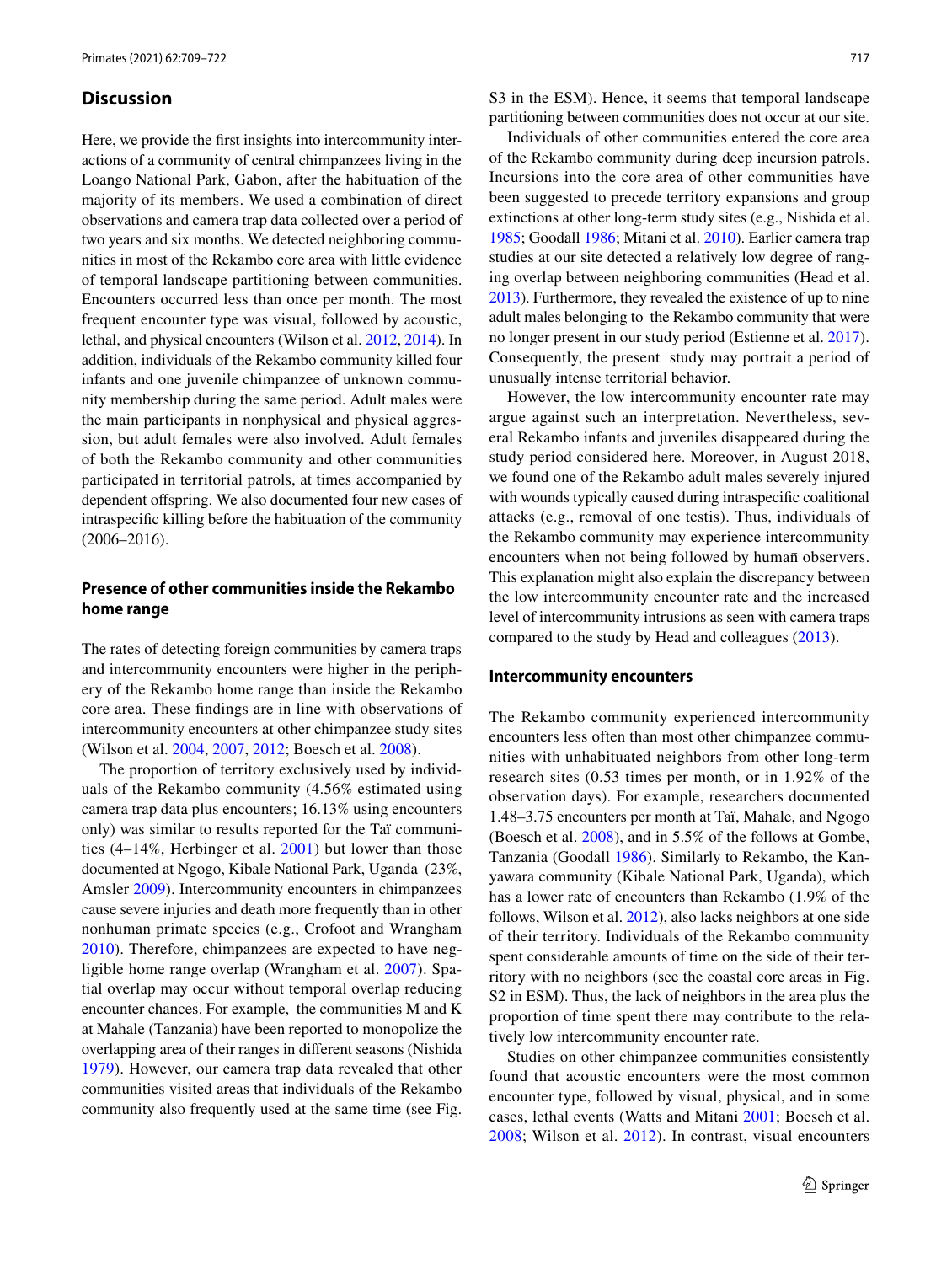## Discussion

Here, we provide the first insights into intercommunity interactions of a community of central chimpanzees living in the Loango National Park, Gabon, after the habituation of the majority of its members. We used a combination of direct observations and camera trap data collected over a period of two years and six months. We detected neighboring communities in most of the Rekambo core area with little evidence of temporal landscape partitioning between communities. Encounters occurred less than once per month. The most frequent encounter type was visual, followed by acoustic, lethal, and physical encounters (Wilson et al. 2012, 2014). In addition, individuals of the Rekambo community killed four infants and one juvenile chimpanzee of unknown community membership during the same period. Adult males were the main participants in nonphysical and physical aggression, but adult females were also involved. Adult females of both the Rekambo community and other communities participated in territorial patrols, at times accompanied by dependent offspring. We also documented four new cases of intraspecific killing before the habituation of the community (2006–2016).

### Presence of other communities inside the Rekambo home range

The rates of detecting foreign communities by camera traps and intercommunity encounters were higher in the periphery of the Rekambo home range than inside the Rekambo core area. These findings are in line with observations of intercommunity encounters at other chimpanzee study sites (Wilson et al. 2004, 2007, 2012; Boesch et al. 2008).

The proportion of territory exclusively used by individuals of the Rekambo community (4.56% estimated using camera trap data plus encounters; 16.13% using encounters only) was similar to results reported for the Taï communities (4–14%, Herbinger et al. 2001) but lower than those documented at Ngogo, Kibale National Park, Uganda (23%, Amsler 2009). Intercommunity encounters in chimpanzees cause severe injuries and death more frequently than in other nonhuman primate species (e.g., Crofoot and Wrangham 2010). Therefore, chimpanzees are expected to have negligible home range overlap (Wrangham et al. 2007). Spatial overlap may occur without temporal overlap reducing encounter chances. For example, the communities M and K at Mahale (Tanzania) have been reported to monopolize the overlapping area of their ranges in different seasons (Nishida 1979). However, our camera trap data revealed that other communities visited areas that individuals of the Rekambo community also frequently used at the same time (see Fig. S3 in the ESM). Hence, it seems that temporal landscape partitioning between communities does not occur at our site.

Individuals of other communities entered the core area of the Rekambo community during deep incursion patrols. Incursions into the core area of other communities have been suggested to precede territory expansions and group extinctions at other long-term study sites (e.g., Nishida et al. 1985; Goodall 1986; Mitani et al. 2010). Earlier camera trap studies at our site detected a relatively low degree of ranging overlap between neighboring communities (Head et al. 2013). Furthermore, they revealed the existence of up to nine adult males belonging to the Rekambo community that were no longer present in our study period (Estienne et al. 2017). Consequently, the present study may portrait a period of unusually intense territorial behavior.

However, the low intercommunity encounter rate may argue against such an interpretation. Nevertheless, several Rekambo infants and juveniles disappeared during the study period considered here. Moreover, in August 2018, we found one of the Rekambo adult males severely injured with wounds typically caused during intraspecific coalitional attacks (e.g., removal of one testis). Thus, individuals of the Rekambo community may experience intercommunity encounters when not being followed by human observers. This explanation might also explain the discrepancy between the low intercommunity encounter rate and the increased level of intercommunity intrusions as seen with camera traps compared to the study by Head and colleagues (2013).

### Intercommunity encounters

The Rekambo community experienced intercommunity encounters less often than most other chimpanzee communities with unhabituated neighbors from other long-term research sites (0.53 times per month, or in 1.92% of the observation days). For example, researchers documented 1.48–3.75 encounters per month at Taï, Mahale, and Ngogo (Boesch et al. 2008), and in 5.5% of the follows at Gombe, Tanzania (Goodall 1986). Similarly to Rekambo, the Kanyawara community (Kibale National Park, Uganda), which has a lower rate of encounters than Rekambo (1.9% of the follows, Wilson et al. 2012), also lacks neighbors at one side of their territory. Individuals of the Rekambo community spent considerable amounts of time on the side of their territory with no neighbors (see the coastal core areas in Fig. S2 in ESM). Thus, the lack of neighbors in the area plus the proportion of time spent there may contribute to the relatively low intercommunity encounter rate.

Studies on other chimpanzee communities consistently found that acoustic encounters were the most common encounter type, followed by visual, physical, and in some cases, lethal events (Watts and Mitani 2001; Boesch et al. 2008; Wilson et al. 2012). In contrast, visual encounters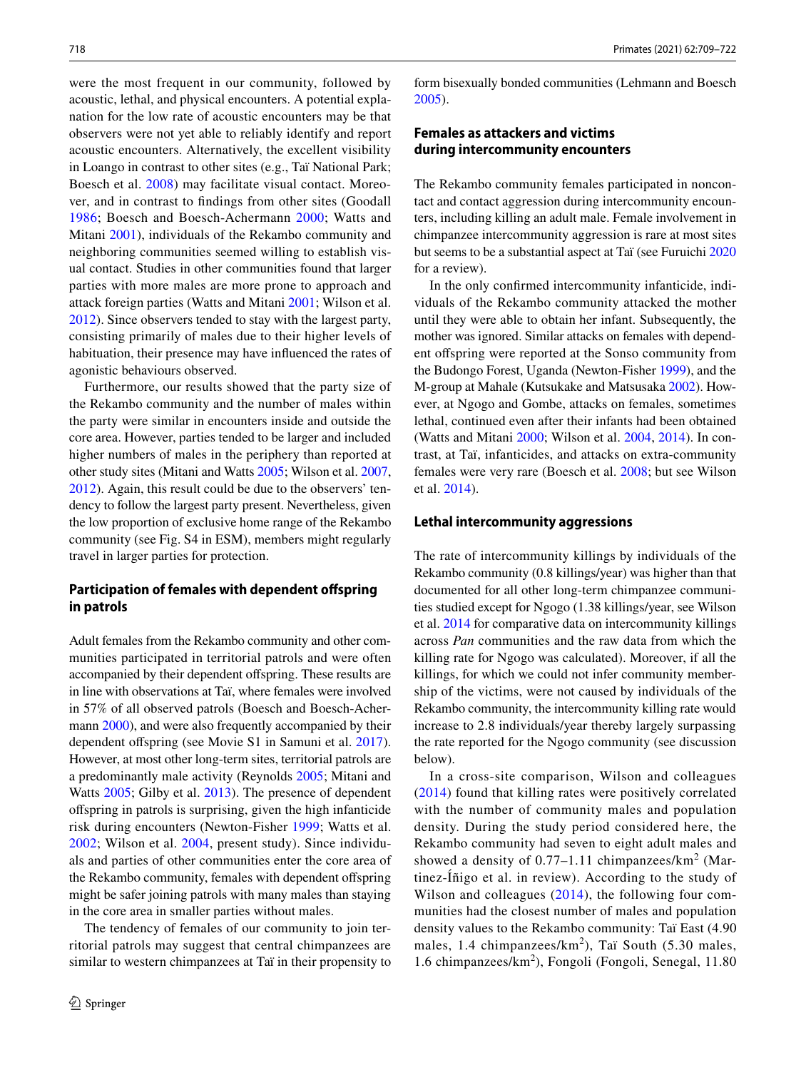were the most frequent in our community, followed by acoustic, lethal, and physical encounters. A potential explanation for the low rate of acoustic encounters may be that observers were not yet able to reliably identify and report acoustic encounters. Alternatively, the excellent visibility in Loango in contrast to other sites (e.g., Taï National Park; Boesch et al. 2008) may facilitate visual contact. Moreover, and in contrast to findings from other sites (Goodall 1986; Boesch and Boesch-Achermann 2000; Watts and Mitani 2001), individuals of the Rekambo community and neighboring communities seemed willing to establish visual contact. Studies in other communities found that larger parties with more males are more prone to approach and attack foreign parties (Watts and Mitani 2001; Wilson et al. 2012). Since observers tended to stay with the largest party, consisting primarily of males due to their higher levels of habituation, their presence may have influenced the rates of agonistic behaviours observed.

Furthermore, our results showed that the party size of the Rekambo community and the number of males within the party were similar in encounters inside and outside the core area. However, parties tended to be larger and included higher numbers of males in the periphery than reported at other study sites (Mitani and Watts 2005; Wilson et al. 2007, 2012). Again, this result could be due to the observers' tendency to follow the largest party present. Nevertheless, given the low proportion of exclusive home range of the Rekambo community (see Fig. S4 in ESM), members might regularly travel in larger parties for protection.

## Participation of females with dependent offspring in patrols

Adult females from the Rekambo community and other communities participated in territorial patrols and were often accompanied by their dependent offspring. These results are in line with observations at Taï, where females were involved in 57% of all observed patrols (Boesch and Boesch-Achermann 2000), and were also frequently accompanied by their dependent offspring (see Movie S1 in Samuni et al. 2017). However, at most other long-term sites, territorial patrols are a predominantly male activity (Reynolds 2005; Mitani and Watts 2005; Gilby et al. 2013). The presence of dependent offspring in patrols is surprising, given the high infanticide risk during encounters (Newton-Fisher 1999; Watts et al. 2002; Wilson et al. 2004, present study). Since individuals and parties of other communities enter the core area of the Rekambo community, females with dependent offspring might be safer joining patrols with many males than staying in the core area in smaller parties without males.

The tendency of females of our community to join territorial patrols may suggest that central chimpanzees are similar to western chimpanzees at Taï in their propensity to form bisexually bonded communities (Lehmann and Boesch 2005).

## Females as attackers and victims during intercommunity encounters

The Rekambo community females participated in noncontact and contact aggression during intercommunity encounters, including killing an adult male. Female involvement in chimpanzee intercommunity aggression is rare at most sites but seems to be a substantial aspect at Taï (see Furuichi 2020 for a review).

In the only confirmed intercommunity infanticide, individuals of the Rekambo community attacked the mother until they were able to obtain her infant. Subsequently, the mother was ignored. Similar attacks on females with dependent offspring were reported at the Sonso community from the Budongo Forest, Uganda (Newton-Fisher 1999), and the M-group at Mahale (Kutsukake and Matsusaka 2002). However, at Ngogo and Gombe, attacks on females, sometimes lethal, continued even after their infants had been obtained (Watts and Mitani 2000; Wilson et al. 2004, 2014). In contrast, at Taï, infanticides, and attacks on extra-community females were very rare (Boesch et al. 2008; but see Wilson et al. 2014).

## Lethal intercommunity aggressions

The rate of intercommunity killings by individuals of the Rekambo community (0.8 killings/year) was higher than that documented for all other long-term chimpanzee communities studied except for Ngogo (1.38 killings/year, see Wilson et al. 2014 for comparative data on intercommunity killings across *Pan* communities and the raw data from which the killing rate for Ngogo was calculated). Moreover, if all the killings, for which we could not infer community membership of the victims, were not caused by individuals of the Rekambo community, the intercommunity killing rate would increase to 2.8 individuals/year thereby largely surpassing the rate reported for the Ngogo community (see discussion below).

In a cross-site comparison, Wilson and colleagues (2014) found that killing rates were positively correlated with the number of community males and population density. During the study period considered here, the Rekambo community had seven to eight adult males and showed a density of 0.77–1.11 chimpanzees/km$^2$ (Martinez-Íñigo et al. in review). According to the study of Wilson and colleagues (2014), the following four communities had the closest number of males and population density values to the Rekambo community: Taï East (4.90 males, 1.4 chimpanzees/km$^2$), Taï South (5.30 males, 1.6 chimpanzees/km$^2$), Fongoli (Fongoli, Senegal, 11.80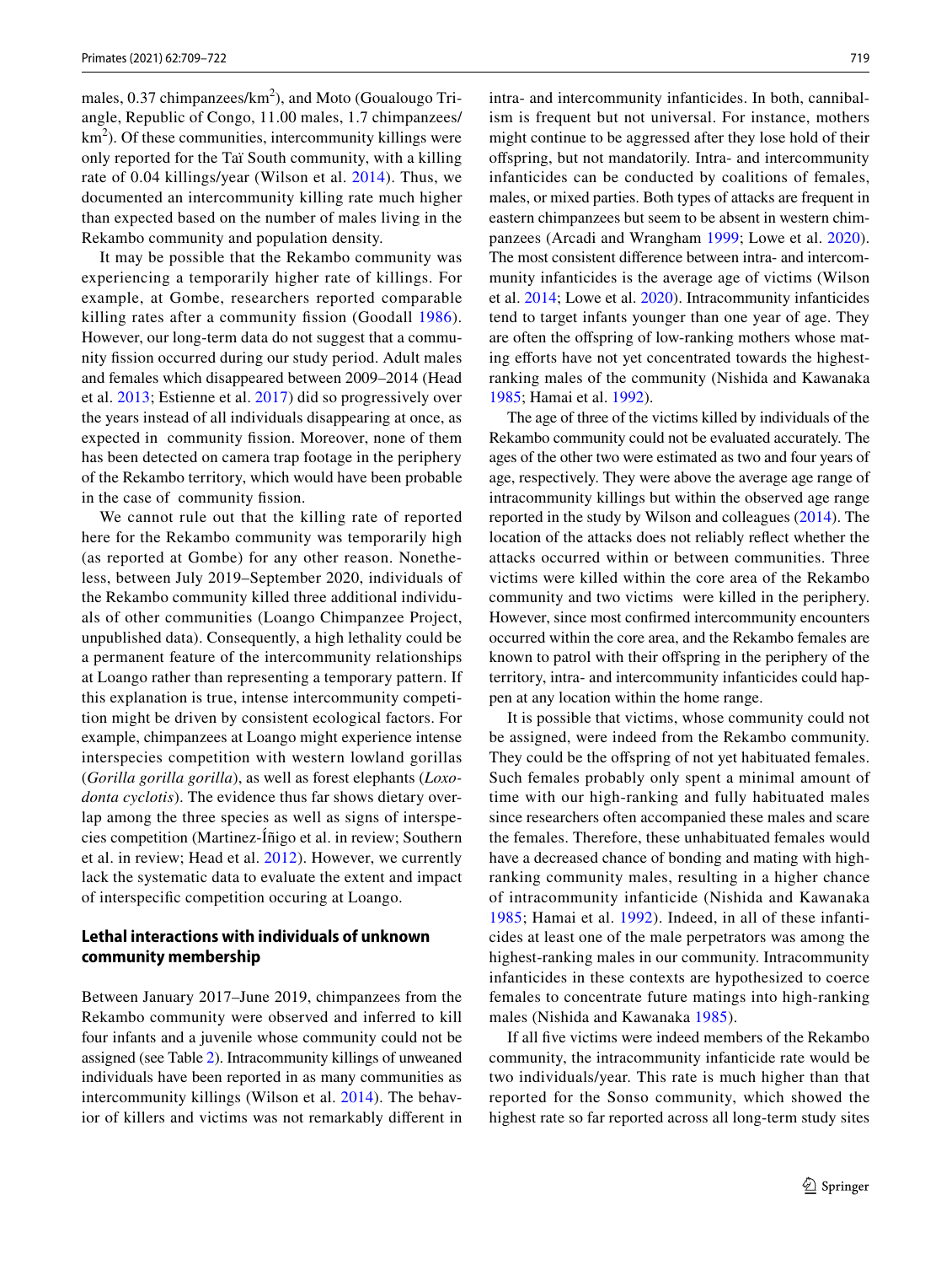males, 0.37 chimpanzees/km$^2$), and Moto (Goualougo Triangle, Republic of Congo, 11.00 males, 1.7 chimpanzees/km$^2$). Of these communities, intercommunity killings were only reported for the Taï South community, with a killing rate of 0.04 killings/year (Wilson et al. 2014). Thus, we documented an intercommunity killing rate much higher than expected based on the number of males living in the Rekambo community and population density.

It may be possible that the Rekambo community was experiencing a temporarily higher rate of killings. For example, at Gombe, researchers reported comparable killing rates after a community fission (Goodall 1986). However, our long-term data do not suggest that a community fission occurred during our study period. Adult males and females which disappeared between 2009–2014 (Head et al. 2013; Estienne et al. 2017) did so progressively over the years instead of all individuals disappearing at once, as expected in community fission. Moreover, none of them has been detected on camera trap footage in the periphery of the Rekambo territory, which would have been probable in the case of community fission.

We cannot rule out that the killing rate of reported here for the Rekambo community was temporarily high (as reported at Gombe) for any other reason. Nonetheless, between July 2019–September 2020, individuals of the Rekambo community killed three additional individuals of other communities (Loango Chimpanzee Project, unpublished data). Consequently, a high lethality could be a permanent feature of the intercommunity relationships at Loango rather than representing a temporary pattern. If this explanation is true, intense intercommunity competition might be driven by consistent ecological factors. For example, chimpanzees at Loango might experience intense interspecies competition with western lowland gorillas (*Gorilla gorilla gorilla*), as well as forest elephants (*Loxodonta cyclotis*). The evidence thus far shows dietary overlap among the three species as well as signs of interspecies competition (Martinez-Íñigo et al. in review; Southern et al. in review; Head et al. 2012). However, we currently lack the systematic data to evaluate the extent and impact of interspecific competition occuring at Loango.

## Lethal interactions with individuals of unknown community membership

Between January 2017–June 2019, chimpanzees from the Rekambo community were observed and inferred to kill four infants and a juvenile whose community could not be assigned (see Table 2). Intracommunity killings of unweaned individuals have been reported in as many communities as intercommunity killings (Wilson et al. 2014). The behavior of killers and victims was not remarkably different in intra- and intercommunity infanticides. In both, cannibalism is frequent but not universal. For instance, mothers might continue to be aggressed after they lose hold of their offspring, but not mandatorily. Intra- and intercommunity infanticides can be conducted by coalitions of females, males, or mixed parties. Both types of attacks are frequent in eastern chimpanzees but seem to be absent in western chimpanzees (Arcadi and Wrangham 1999; Lowe et al. 2020). The most consistent difference between intra- and intercommunity infanticides is the average age of victims (Wilson et al. 2014; Lowe et al. 2020). Intracommunity infanticides tend to target infants younger than one year of age. They are often the offspring of low-ranking mothers whose mating efforts have not yet concentrated towards the highest-ranking males of the community (Nishida and Kawanaka 1985; Hamai et al. 1992).

The age of three of the victims killed by individuals of the Rekambo community could not be evaluated accurately. The ages of the other two were estimated as two and four years of age, respectively. They were above the average age range of intracommunity killings but within the observed age range reported in the study by Wilson and colleagues (2014). The location of the attacks does not reliably reflect whether the attacks occurred within or between communities. Three victims were killed within the core area of the Rekambo community and two victims were killed in the periphery. However, since most confirmed intercommunity encounters occurred within the core area, and the Rekambo females are known to patrol with their offspring in the periphery of the territory, intra- and intercommunity infanticides could happen at any location within the home range.

It is possible that victims, whose community could not be assigned, were indeed from the Rekambo community. They could be the offspring of not yet habituated females. Such females probably only spent a minimal amount of time with our high-ranking and fully habituated males since researchers often accompanied these males and scare the females. Therefore, these unhabituated females would have a decreased chance of bonding and mating with high-ranking community males, resulting in a higher chance of intracommunity infanticide (Nishida and Kawanaka 1985; Hamai et al. 1992). Indeed, in all of these infanticides at least one of the male perpetrators was among the highest-ranking males in our community. Intracommunity infanticides in these contexts are hypothesized to coerce females to concentrate future matings into high-ranking males (Nishida and Kawanaka 1985).

If all five victims were indeed members of the Rekambo community, the intracommunity infanticide rate would be two individuals/year. This rate is much higher than that reported for the Sonso community, which showed the highest rate so far reported across all long-term study sites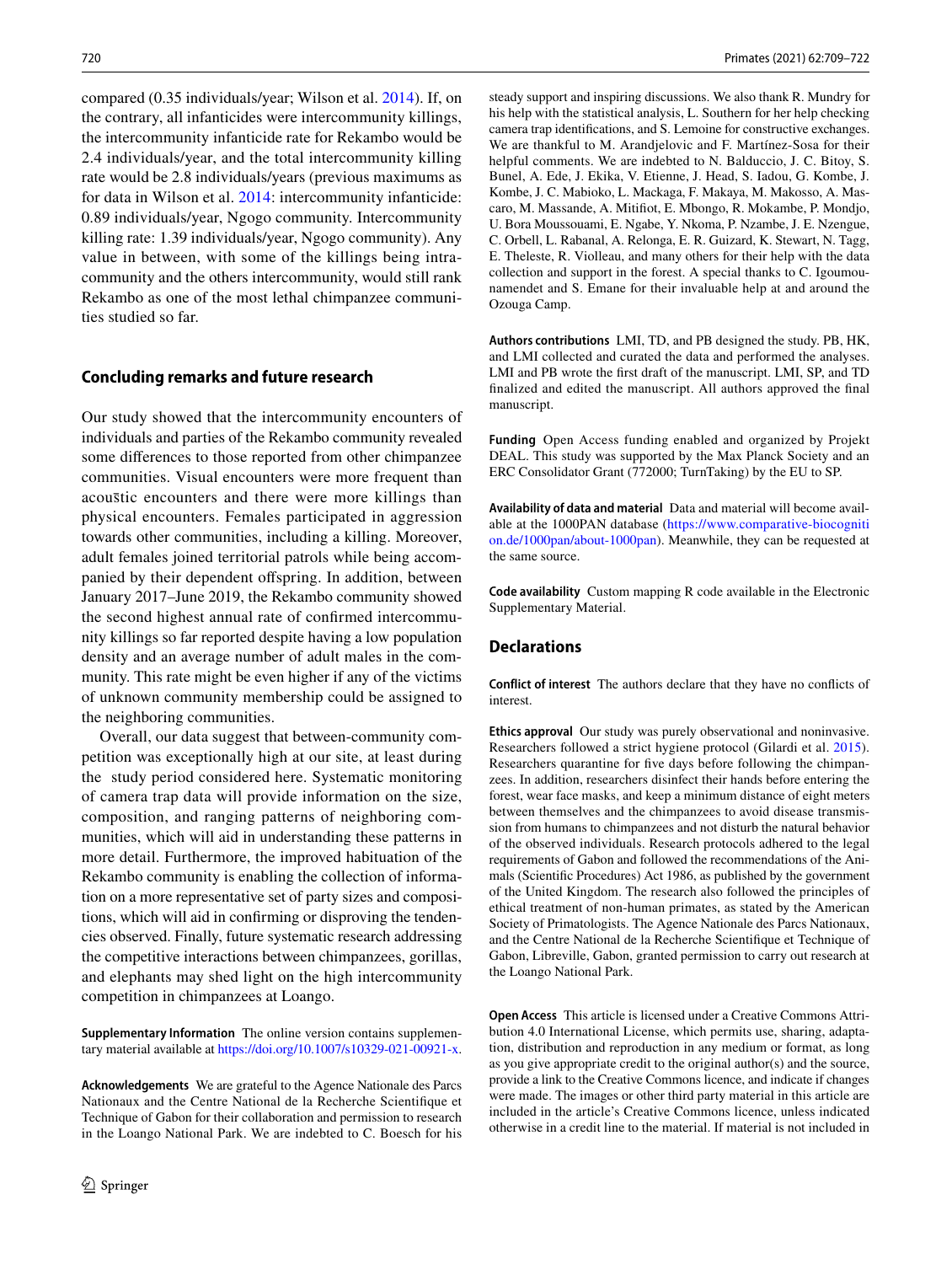compared (0.35 individuals/year; Wilson et al. 2014). If, on the contrary, all infanticides were intercommunity killings, the intercommunity infanticide rate for Rekambo would be 2.4 individuals/year, and the total intercommunity killing rate would be 2.8 individuals/years (previous maximums as for data in Wilson et al. 2014: intercommunity infanticide: 0.89 individuals/year, Ngogo community. Intercommunity killing rate: 1.39 individuals/year, Ngogo community). Any value in between, with some of the killings being intracommunity and the others intercommunity, would still rank Rekambo as one of the most lethal chimpanzee communities studied so far.

## Concluding remarks and future research

Our study showed that the intercommunity encounters of individuals and parties of the Rekambo community revealed some differences to those reported from other chimpanzee communities. Visual encounters were more frequent than acoustic encounters and there were more killings than physical encounters. Females participated in aggression towards other communities, including a killing. Moreover, adult females joined territorial patrols while being accompanied by their dependent offspring. In addition, between January 2017–June 2019, the Rekambo community showed the second highest annual rate of confirmed intercommunity killings so far reported despite having a low population density and an average number of adult males in the community. This rate might be even higher if any of the victims of unknown community membership could be assigned to the neighboring communities.

Overall, our data suggest that between-community competition was exceptionally high at our site, at least during the study period considered here. Systematic monitoring of camera trap data will provide information on the size, composition, and ranging patterns of neighboring communities, which will aid in understanding these patterns in more detail. Furthermore, the improved habituation of the Rekambo community is enabling the collection of information on a more representative set of party sizes and compositions, which will aid in confirming or disproving the tendencies observed. Finally, future systematic research addressing the competitive interactions between chimpanzees, gorillas, and elephants may shed light on the high intercommunity competition in chimpanzees at Loango.

**Supplementary Information** The online version contains supplementary material available at https://doi.org/10.1007/s10329-021-00921-x.

**Acknowledgements** We are grateful to the Agence Nationale des Parcs Nationaux and the Centre National de la Recherche Scientifique et Technique of Gabon for their collaboration and permission to research in the Loango National Park. We are indebted to C. Boesch for his steady support and inspiring discussions. We also thank R. Mundry for his help with the statistical analysis, L. Southern for her help checking camera trap identifications, and S. Lemoine for constructive exchanges. We are thankful to M. Arandjelovic and F. Martínez-Sosa for their helpful comments. We are indebted to N. Balduccio, J. C. Bitoy, S. Bunel, A. Ede, J. Ekika, V. Etienne, J. Head, S. Iadou, G. Kombe, J. Kombe, J. C. Mabioko, L. Mackaga, F. Makaya, M. Makosso, A. Mascaro, M. Massande, A. Mitifiot, E. Mbongo, R. Mokambe, P. Mondjo, U. Bora Moussouami, E. Ngabe, Y. Nkoma, P. Nzambe, J. E. Nzengue, C. Orbell, L. Rabanal, A. Relonga, E. R. Guizard, K. Stewart, N. Tagg, E. Theleste, R. Violleau, and many others for their help with the data collection and support in the forest. A special thanks to C. Igoumounamendet and S. Emane for their invaluable help at and around the Ozouga Camp.

**Authors contributions** LMI, TD, and PB designed the study. PB, HK, and LMI collected and curated the data and performed the analyses. LMI and PB wrote the first draft of the manuscript. LMI, SP, and TD finalized and edited the manuscript. All authors approved the final manuscript.

**Funding** Open Access funding enabled and organized by Projekt DEAL. This study was supported by the Max Planck Society and an ERC Consolidator Grant (772000; TurnTaking) by the EU to SP.

**Availability of data and material** Data and material will become available at the 1000PAN database (https://www.comparative-biocognition.de/1000pan/about-1000pan). Meanwhile, they can be requested at the same source.

**Code availability** Custom mapping R code available in the Electronic Supplementary Material.

## Declarations

**Conflict of interest** The authors declare that they have no conflicts of interest.

**Ethics approval** Our study was purely observational and noninvasive. Researchers followed a strict hygiene protocol (Gilardi et al. 2015). Researchers quarantine for five days before following the chimpanzees. In addition, researchers disinfect their hands before entering the forest, wear face masks, and keep a minimum distance of eight meters between themselves and the chimpanzees to avoid disease transmission from humans to chimpanzees and not disturb the natural behavior of the observed individuals. Research protocols adhered to the legal requirements of Gabon and followed the recommendations of the Animals (Scientific Procedures) Act 1986, as published by the government of the United Kingdom. The research also followed the principles of ethical treatment of non-human primates, as stated by the American Society of Primatologists. The Agence Nationale des Parcs Nationaux, and the Centre National de la Recherche Scientifique et Technique of Gabon, Libreville, Gabon, granted permission to carry out research at the Loango National Park.

**Open Access** This article is licensed under a Creative Commons Attribution 4.0 International License, which permits use, sharing, adaptation, distribution and reproduction in any medium or format, as long as you give appropriate credit to the original author(s) and the source, provide a link to the Creative Commons licence, and indicate if changes were made. The images or other third party material in this article are included in the article's Creative Commons licence, unless indicated otherwise in a credit line to the material. If material is not included in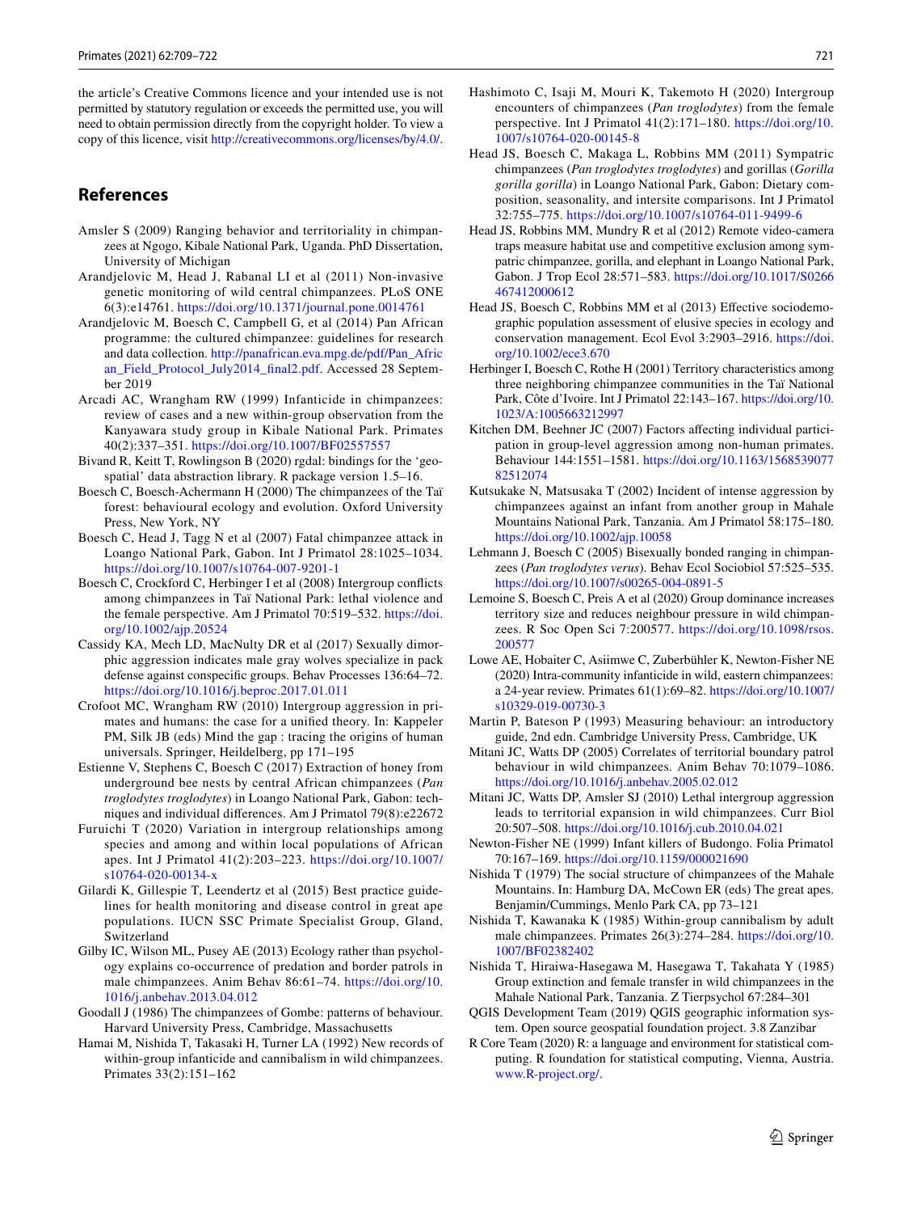the article's Creative Commons licence and your intended use is not permitted by statutory regulation or exceeds the permitted use, you will need to obtain permission directly from the copyright holder. To view a copy of this licence, visit http://creativecommons.org/licenses/by/4.0/.

## References

Amsler S (2009) Ranging behavior and territoriality in chimpanzees at Ngogo, Kibale National Park, Uganda. PhD Dissertation, University of Michigan

Arandjelovic M, Head J, Rabanal LI et al (2011) Non-invasive genetic monitoring of wild central chimpanzees. PLoS ONE 6(3):e14761. https://doi.org/10.1371/journal.pone.0014761

Arandjelovic M, Boesch C, Campbell G, et al (2014) Pan African programme: the cultured chimpanzee: guidelines for research and data collection. http://panafrican.eva.mpg.de/pdf/Pan_African_Field_Protocol_July2014_final2.pdf. Accessed 28 September 2019

Arcadi AC, Wrangham RW (1999) Infanticide in chimpanzees: review of cases and a new within-group observation from the Kanyawara study group in Kibale National Park. Primates 40(2):337–351. https://doi.org/10.1007/BF02557557

Bivand R, Keitt T, Rowlingson B (2020) rgdal: bindings for the 'geospatial' data abstraction library. R package version 1.5–16.

Boesch C, Boesch-Achermann H (2000) The chimpanzees of the Taï forest: behavioural ecology and evolution. Oxford University Press, New York, NY

Boesch C, Head J, Tagg N et al (2007) Fatal chimpanzee attack in Loango National Park, Gabon. Int J Primatol 28:1025–1034. https://doi.org/10.1007/s10764-007-9201-1

Boesch C, Crockford C, Herbinger I et al (2008) Intergroup conflicts among chimpanzees in Taï National Park: lethal violence and the female perspective. Am J Primatol 70:519–532. https://doi.org/10.1002/ajp.20524

Cassidy KA, Mech LD, MacNulty DR et al (2017) Sexually dimorphic aggression indicates male gray wolves specialize in pack defense against conspecific groups. Behav Processes 136:64–72. https://doi.org/10.1016/j.beproc.2017.01.011

Crofoot MC, Wrangham RW (2010) Intergroup aggression in primates and humans: the case for a unified theory. In: Kappeler PM, Silk JB (eds) Mind the gap : tracing the origins of human universals. Springer, Heildelberg, pp 171–195

Estienne V, Stephens C, Boesch C (2017) Extraction of honey from underground bee nests by central African chimpanzees (*Pan troglodytes troglodytes*) in Loango National Park, Gabon: techniques and individual differences. Am J Primatol 79(8):e22672

Furuichi T (2020) Variation in intergroup relationships among species and among and within local populations of African apes. Int J Primatol 41(2):203–223. https://doi.org/10.1007/s10764-020-00134-x

Gilardi K, Gillespie T, Leendertz et al (2015) Best practice guidelines for health monitoring and disease control in great ape populations. IUCN SSC Primate Specialist Group, Gland, Switzerland

Gilby IC, Wilson ML, Pusey AE (2013) Ecology rather than psychology explains co-occurrence of predation and border patrols in male chimpanzees. Anim Behav 86:61–74. https://doi.org/10.1016/j.anbehav.2013.04.012

Goodall J (1986) The chimpanzees of Gombe: patterns of behaviour. Harvard University Press, Cambridge, Massachusetts

Hamai M, Nishida T, Takasaki H, Turner LA (1992) New records of within-group infanticide and cannibalism in wild chimpanzees. Primates 33(2):151–162

Hashimoto C, Isaji M, Mouri K, Takemoto H (2020) Intergroup encounters of chimpanzees (*Pan troglodytes*) from the female perspective. Int J Primatol 41(2):171–180. https://doi.org/10.1007/s10764-020-00145-8

Head JS, Boesch C, Makaga L, Robbins MM (2011) Sympatric chimpanzees (*Pan troglodytes troglodytes*) and gorillas (*Gorilla gorilla gorilla*) in Loango National Park, Gabon: Dietary composition, seasonality, and intersite comparisons. Int J Primatol 32:755–775. https://doi.org/10.1007/s10764-011-9499-6

Head JS, Robbins MM, Mundry R et al (2012) Remote video-camera traps measure habitat use and competitive exclusion among sympatric chimpanzee, gorilla, and elephant in Loango National Park, Gabon. J Trop Ecol 28:571–583. https://doi.org/10.1017/S0266467412000612

Head JS, Boesch C, Robbins MM et al (2013) Effective sociodemographic population assessment of elusive species in ecology and conservation management. Ecol Evol 3:2903–2916. https://doi.org/10.1002/ece3.670

Herbinger I, Boesch C, Rothe H (2001) Territory characteristics among three neighboring chimpanzee communities in the Taï National Park, Côte d'Ivoire. Int J Primatol 22:143–167. https://doi.org/10.1023/A:1005663212997

Kitchen DM, Beehner JC (2007) Factors affecting individual participation in group-level aggression among non-human primates. Behaviour 144:1551–1581. https://doi.org/10.1163/156853907782512074

Kutsukake N, Matsusaka T (2002) Incident of intense aggression by chimpanzees against an infant from another group in Mahale Mountains National Park, Tanzania. Am J Primatol 58:175–180. https://doi.org/10.1002/ajp.10058

Lehmann J, Boesch C (2005) Bisexually bonded ranging in chimpanzees (*Pan troglodytes verus*). Behav Ecol Sociobiol 57:525–535. https://doi.org/10.1007/s00265-004-0891-5

Lemoine S, Boesch C, Preis A et al (2020) Group dominance increases territory size and reduces neighbour pressure in wild chimpanzees. R Soc Open Sci 7:200577. https://doi.org/10.1098/rsos.200577

Lowe AE, Hobaiter C, Asiimwe C, Zuberbühler K, Newton-Fisher NE (2020) Intra-community infanticide in wild, eastern chimpanzees: a 24-year review. Primates 61(1):69–82. https://doi.org/10.1007/s10329-019-00730-3

Martin P, Bateson P (1993) Measuring behaviour: an introductory guide, 2nd edn. Cambridge University Press, Cambridge, UK

Mitani JC, Watts DP (2005) Correlates of territorial boundary patrol behaviour in wild chimpanzees. Anim Behav 70:1079–1086. https://doi.org/10.1016/j.anbehav.2005.02.012

Mitani JC, Watts DP, Amsler SJ (2010) Lethal intergroup aggression leads to territorial expansion in wild chimpanzees. Curr Biol 20:507–508. https://doi.org/10.1016/j.cub.2010.04.021

Newton-Fisher NE (1999) Infant killers of Budongo. Folia Primatol 70:167–169. https://doi.org/10.1159/000021690

Nishida T (1979) The social structure of chimpanzees of the Mahale Mountains. In: Hamburg DA, McCown ER (eds) The great apes. Benjamin/Cummings, Menlo Park CA, pp 73–121

Nishida T, Kawanaka K (1985) Within-group cannibalism by adult male chimpanzees. Primates 26(3):274–284. https://doi.org/10.1007/BF02382402

Nishida T, Hiraiwa-Hasegawa M, Hasegawa T, Takahata Y (1985) Group extinction and female transfer in wild chimpanzees in the Mahale National Park, Tanzania. Z Tierpsychol 67:284–301

QGIS Development Team (2019) QGIS geographic information system. Open source geospatial foundation project. 3.8 Zanzibar

R Core Team (2020) R: a language and environment for statistical computing. R foundation for statistical computing, Vienna, Austria. www.R-project.org/.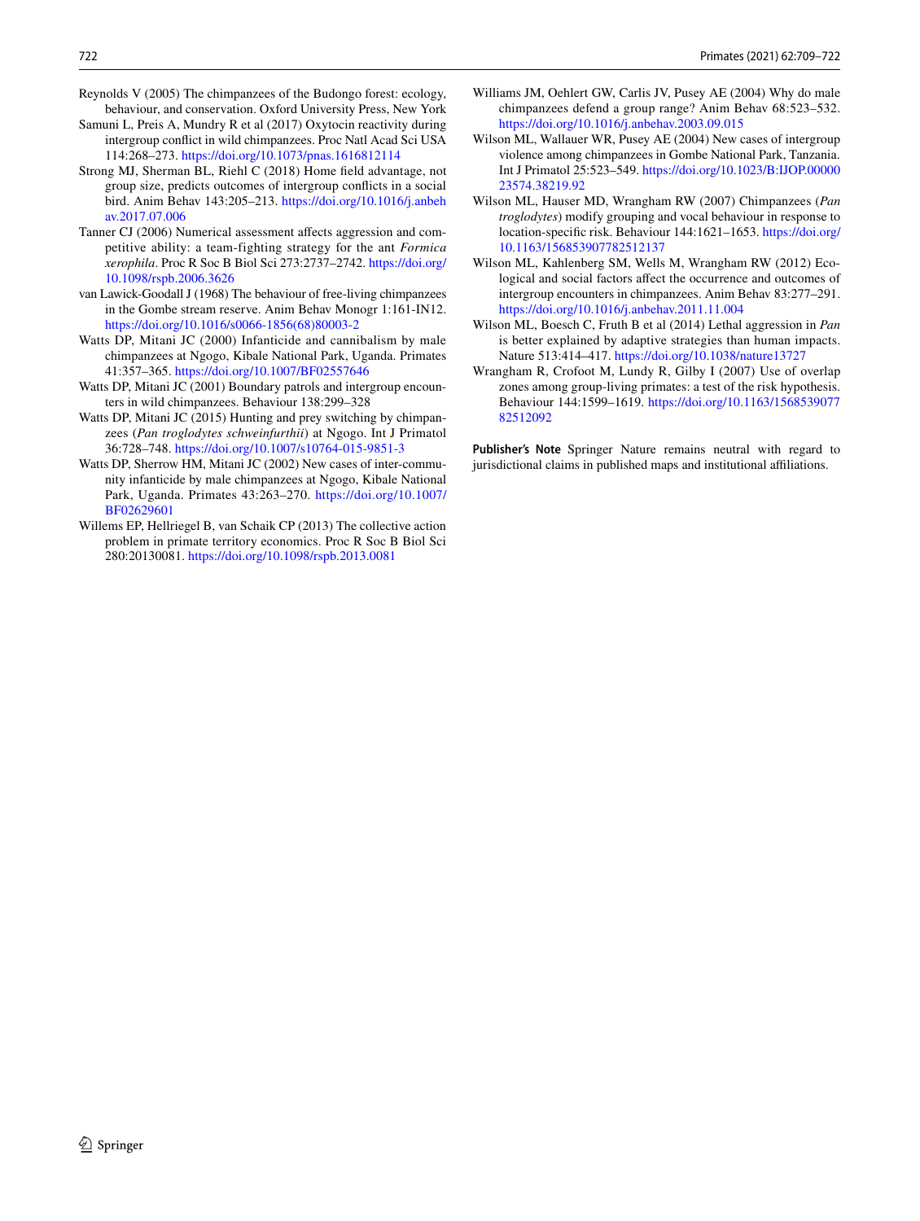Reynolds V (2005) The chimpanzees of the Budongo forest: ecology, behaviour, and conservation. Oxford University Press, New York

Samuni L, Preis A, Mundry R et al (2017) Oxytocin reactivity during intergroup conflict in wild chimpanzees. Proc Natl Acad Sci USA 114:268–273. https://doi.org/10.1073/pnas.1616812114

Strong MJ, Sherman BL, Riehl C (2018) Home field advantage, not group size, predicts outcomes of intergroup conflicts in a social bird. Anim Behav 143:205–213. https://doi.org/10.1016/j.anbehav.2017.07.006

Tanner CJ (2006) Numerical assessment affects aggression and competitive ability: a team-fighting strategy for the ant *Formica xerophila*. Proc R Soc B Biol Sci 273:2737–2742. https://doi.org/10.1098/rspb.2006.3626

van Lawick-Goodall J (1968) The behaviour of free-living chimpanzees in the Gombe stream reserve. Anim Behav Monogr 1:161-IN12. https://doi.org/10.1016/s0066-1856(68)80003-2

Watts DP, Mitani JC (2000) Infanticide and cannibalism by male chimpanzees at Ngogo, Kibale National Park, Uganda. Primates 41:357–365. https://doi.org/10.1007/BF02557646

Watts DP, Mitani JC (2001) Boundary patrols and intergroup encounters in wild chimpanzees. Behaviour 138:299–328

Watts DP, Mitani JC (2015) Hunting and prey switching by chimpanzees (*Pan troglodytes schweinfurthii*) at Ngogo. Int J Primatol 36:728–748. https://doi.org/10.1007/s10764-015-9851-3

Watts DP, Sherrow HM, Mitani JC (2002) New cases of inter-community infanticide by male chimpanzees at Ngogo, Kibale National Park, Uganda. Primates 43:263–270. https://doi.org/10.1007/BF02629601

Willems EP, Hellriegel B, van Schaik CP (2013) The collective action problem in primate territory economics. Proc R Soc B Biol Sci 280:20130081. https://doi.org/10.1098/rspb.2013.0081

Williams JM, Oehlert GW, Carlis JV, Pusey AE (2004) Why do male chimpanzees defend a group range? Anim Behav 68:523–532. https://doi.org/10.1016/j.anbehav.2003.09.015

Wilson ML, Wallauer WR, Pusey AE (2004) New cases of intergroup violence among chimpanzees in Gombe National Park, Tanzania. Int J Primatol 25:523–549. https://doi.org/10.1023/B:IJOP.0000023574.38219.92

Wilson ML, Hauser MD, Wrangham RW (2007) Chimpanzees (*Pan troglodytes*) modify grouping and vocal behaviour in response to location-specific risk. Behaviour 144:1621–1653. https://doi.org/10.1163/156853907782512137

Wilson ML, Kahlenberg SM, Wells M, Wrangham RW (2012) Ecological and social factors affect the occurrence and outcomes of intergroup encounters in chimpanzees. Anim Behav 83:277–291. https://doi.org/10.1016/j.anbehav.2011.11.004

Wilson ML, Boesch C, Fruth B et al (2014) Lethal aggression in *Pan* is better explained by adaptive strategies than human impacts. Nature 513:414–417. https://doi.org/10.1038/nature13727

Wrangham R, Crofoot M, Lundy R, Gilby I (2007) Use of overlap zones among group-living primates: a test of the risk hypothesis. Behaviour 144:1599–1619. https://doi.org/10.1163/156853907782512092

**Publisher's Note** Springer Nature remains neutral with regard to jurisdictional claims in published maps and institutional affiliations.